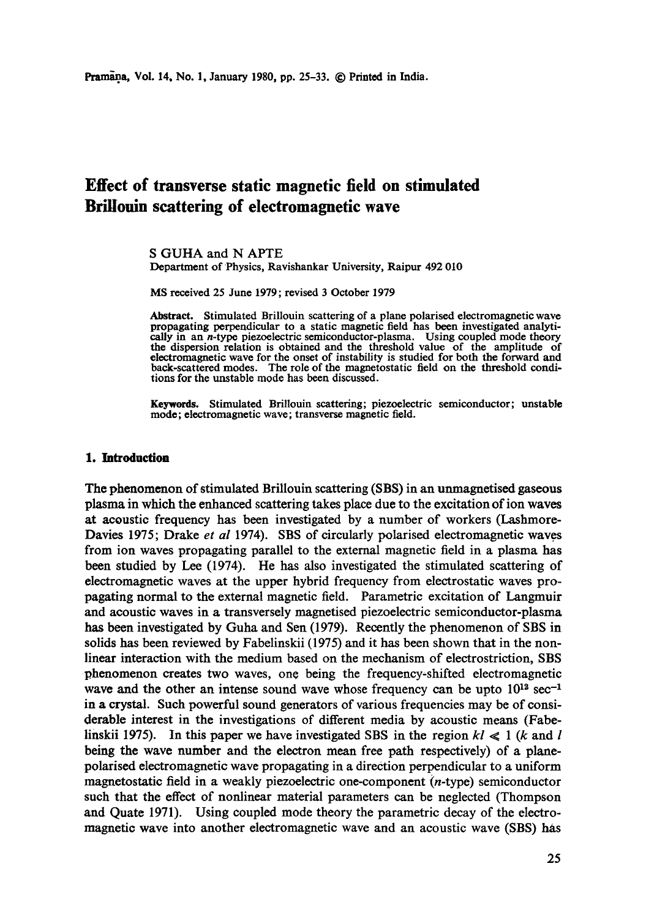# Effect of transverse static magnetic field on stimulated Brillouin scattering of electromagnetic wave

S GUHA and N APTE

Department of Physics, Ravishankar University, Raipur 492 010

MS received 25 June 1979; revised 3 October 1979

**Abstract.** Stimulated Brillouin scattering of a plane polarised electromagnetic wave propagating perpendicular to a static magnetic field has been investigated analytically in an $n$-type piezoelectric semiconductor-plasma. Using coupled mode theory the dispersion relation is obtained and the threshold value of the amplitude of electromagnetic wave for the onset of instability is studied for both the forward and back-scattered modes. The role of the magnetostatic field on the threshold conditions for the unstable mode has been discussed.

**Keywords.** Stimulated Brillouin scattering; piezoelectric semiconductor; unstable mode; electromagnetic wave; transverse magnetic field.

## 1. Introduction

The phenomenon of stimulated Brillouin scattering (SBS) in an unmagnetised gaseous plasma in which the enhanced scattering takes place due to the excitation of ion waves at acoustic frequency has been investigated by a number of workers (Lashmore-Davies 1975; Drake *et al* 1974). SBS of circularly polarised electromagnetic waves from ion waves propagating parallel to the external magnetic field in a plasma has been studied by Lee (1974). He has also investigated the stimulated scattering of electromagnetic waves at the upper hybrid frequency from electrostatic waves propagating normal to the external magnetic field. Parametric excitation of Langmuir and acoustic waves in a transversely magnetised piezoelectric semiconductor-plasma has been investigated by Guha and Sen (1979). Recently the phenomenon of SBS in solids has been reviewed by Fabelinskii (1975) and it has been shown that in the non-linear interaction with the medium based on the mechanism of electrostriction, SBS phenomenon creates two waves, one being the frequency-shifted electromagnetic wave and the other an intense sound wave whose frequency can be upto $10^{12}$ sec$^{-1}$ in a crystal. Such powerful sound generators of various frequencies may be of considerable interest in the investigations of different media by acoustic means (Fabelinskii 1975). In this paper we have investigated SBS in the region $kl \ll 1$ ($k$ and $l$ being the wave number and the electron mean free path respectively) of a plane-polarised electromagnetic wave propagating in a direction perpendicular to a uniform magnetostatic field in a weakly piezoelectric one-component ($n$-type) semiconductor such that the effect of nonlinear material parameters can be neglected (Thompson and Quate 1971). Using coupled mode theory the parametric decay of the electromagnetic wave into another electromagnetic wave and an acoustic wave (SBS) has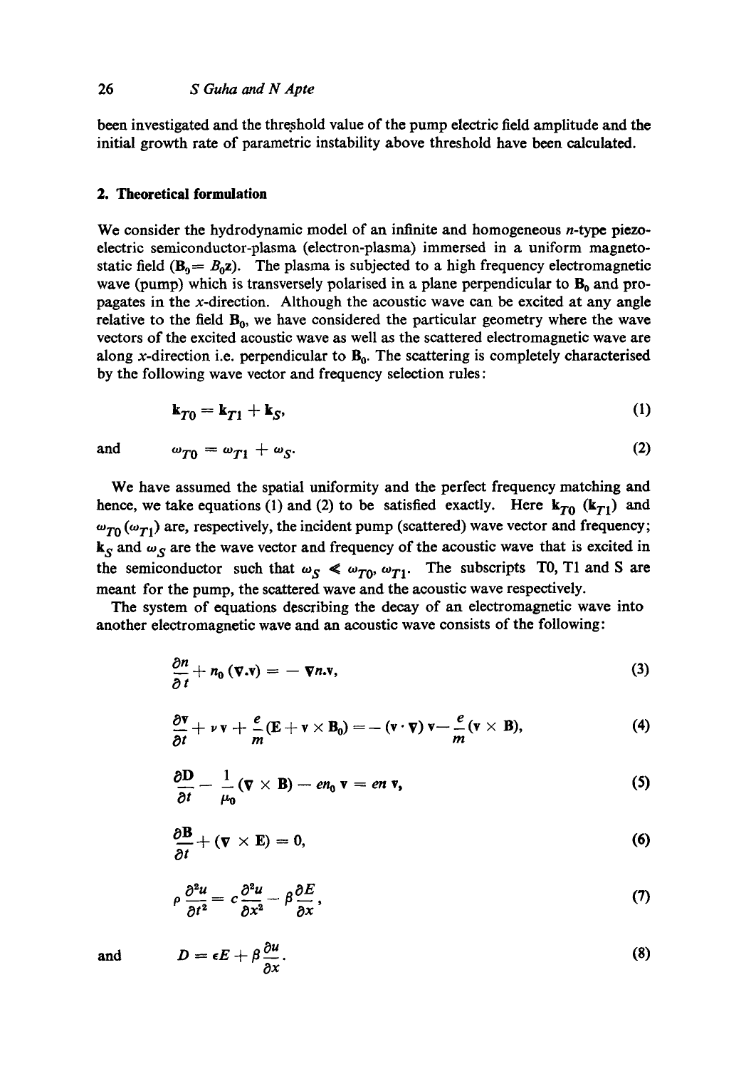been investigated and the threshold value of the pump electric field amplitude and the initial growth rate of parametric instability above threshold have been calculated.

## 2. Theoretical formulation

We consider the hydrodynamic model of an infinite and homogeneous $n$-type piezoelectric semiconductor-plasma (electron-plasma) immersed in a uniform magnetostatic field ($\mathbf{B}_0 = B_0\mathbf{z}$). The plasma is subjected to a high frequency electromagnetic wave (pump) which is transversely polarised in a plane perpendicular to $\mathbf{B}_0$ and propagates in the $x$-direction. Although the acoustic wave can be excited at any angle relative to the field $\mathbf{B}_0$, we have considered the particular geometry where the wave vectors of the excited acoustic wave as well as the scattered electromagnetic wave are along $x$-direction i.e. perpendicular to $\mathbf{B}_0$. The scattering is completely characterised by the following wave vector and frequency selection rules:

$$\mathbf{k}_{T0} = \mathbf{k}_{T1} + \mathbf{k}_S, \tag{1}$$

and

$$\omega_{T0} = \omega_{T1} + \omega_S. \tag{2}$$

We have assumed the spatial uniformity and the perfect frequency matching and hence, we take equations (1) and (2) to be satisfied exactly. Here $\mathbf{k}_{T0}$ ($\mathbf{k}_{T1}$) and $\omega_{T0}$ ($\omega_{T1}$) are, respectively, the incident pump (scattered) wave vector and frequency; $\mathbf{k}_S$ and $\omega_S$ are the wave vector and frequency of the acoustic wave that is excited in the semiconductor such that $\omega_S \ll \omega_{T0}, \omega_{T1}$. The subscripts T0, T1 and S are meant for the pump, the scattered wave and the acoustic wave respectively.

The system of equations describing the decay of an electromagnetic wave into another electromagnetic wave and an acoustic wave consists of the following:

$$\frac{\partial n}{\partial t} + n_0 (\nabla . \mathbf{v}) = -\nabla n . \mathbf{v}, \tag{3}$$

$$\frac{\partial \mathbf{v}}{\partial t} + \nu \mathbf{v} + \frac{e}{m}(\mathbf{E} + \mathbf{v} \times \mathbf{B}_0) = -(\mathbf{v} \cdot \nabla)\mathbf{v} - \frac{e}{m}(\mathbf{v} \times \mathbf{B}), \tag{4}$$

$$\frac{\partial \mathbf{D}}{\partial t} - \frac{1}{\mu_0}(\nabla \times \mathbf{B}) - e n_0 \mathbf{v} = e n \mathbf{v}, \tag{5}$$

$$\frac{\partial \mathbf{B}}{\partial t} + (\nabla \times \mathbf{E}) = 0, \tag{6}$$

$$\rho \frac{\partial^2 u}{\partial t^2} = c \frac{\partial^2 u}{\partial x^2} - \beta \frac{\partial E}{\partial x}, \tag{7}$$

and

$$D = \epsilon E + \beta \frac{\partial u}{\partial x}. \tag{8}$$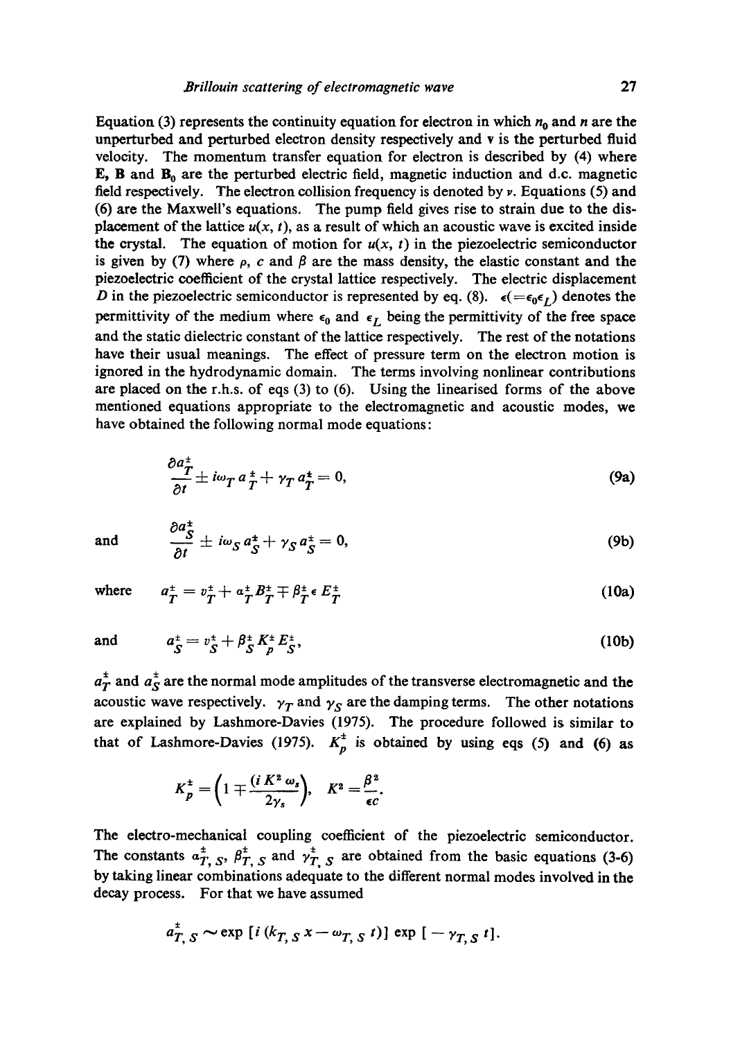Equation (3) represents the continuity equation for electron in which $n_0$ and $n$ are the unperturbed and perturbed electron density respectively and $\mathbf{v}$ is the perturbed fluid velocity. The momentum transfer equation for electron is described by (4) where $\mathbf{E}$, $\mathbf{B}$ and $\mathbf{B}_0$ are the perturbed electric field, magnetic induction and d.c. magnetic field respectively. The electron collision frequency is denoted by $\nu$. Equations (5) and (6) are the Maxwell's equations. The pump field gives rise to strain due to the displacement of the lattice $u(x, t)$, as a result of which an acoustic wave is excited inside the crystal. The equation of motion for $u(x, t)$ in the piezoelectric semiconductor is given by (7) where $\rho$, $c$ and $\beta$ are the mass density, the elastic constant and the piezoelectric coefficient of the crystal lattice respectively. The electric displacement $D$ in the piezoelectric semiconductor is represented by eq. (8). $\epsilon(=\epsilon_0\epsilon_L)$ denotes the permittivity of the medium where $\epsilon_0$ and $\epsilon_L$ being the permittivity of the free space and the static dielectric constant of the lattice respectively. The rest of the notations have their usual meanings. The effect of pressure term on the electron motion is ignored in the hydrodynamic domain. The terms involving nonlinear contributions are placed on the r.h.s. of eqs (3) to (6). Using the linearised forms of the above mentioned equations appropriate to the electromagnetic and acoustic modes, we have obtained the following normal mode equations:

$$\frac{\partial a_T^{\pm}}{\partial t} \pm i\omega_T a_T^{\pm} + \gamma_T a_T^{\pm} = 0, \tag{9a}$$

and

$$\frac{\partial a_S^{\pm}}{\partial t} \pm i\omega_S a_S^{\pm} + \gamma_S a_S^{\pm} = 0, \tag{9b}$$

where

$$a_T^{\pm} = v_T^{\pm} + \alpha_T^{\pm} B_T^{\pm} \mp \beta_T^{\pm} \epsilon E_T^{\pm} \tag{10a}$$

and

$$a_S^{\pm} = v_S^{\pm} + \beta_S^{\pm} K_p^{\pm} E_S^{\pm}, \tag{10b}$$

$a_T^{\pm}$ and $a_S^{\pm}$ are the normal mode amplitudes of the transverse electromagnetic and the acoustic wave respectively. $\gamma_T$ and $\gamma_S$ are the damping terms. The other notations are explained by Lashmore-Davies (1975). The procedure followed is similar to that of Lashmore-Davies (1975). $K_p^{\pm}$ is obtained by using eqs (5) and (6) as

$$K_p^{\pm} = \left(1 \mp \frac{(i K^2 \omega_s)}{2\gamma_s}\right), \quad K^2 = \frac{\beta^2}{\epsilon c}.$$

The electro-mechanical coupling coefficient of the piezoelectric semiconductor. The constants $\alpha_{T,S}^{\pm}$, $\beta_{T,S}^{\pm}$ and $\gamma_{T,S}^{\pm}$ are obtained from the basic equations (3-6) by taking linear combinations adequate to the different normal modes involved in the decay process. For that we have assumed

$$a_{T,S}^{\pm} \sim \exp\left[i\left(k_{T,S}\, x - \omega_{T,S}\, t\right)\right] \exp\left[-\gamma_{T,S}\, t\right].$$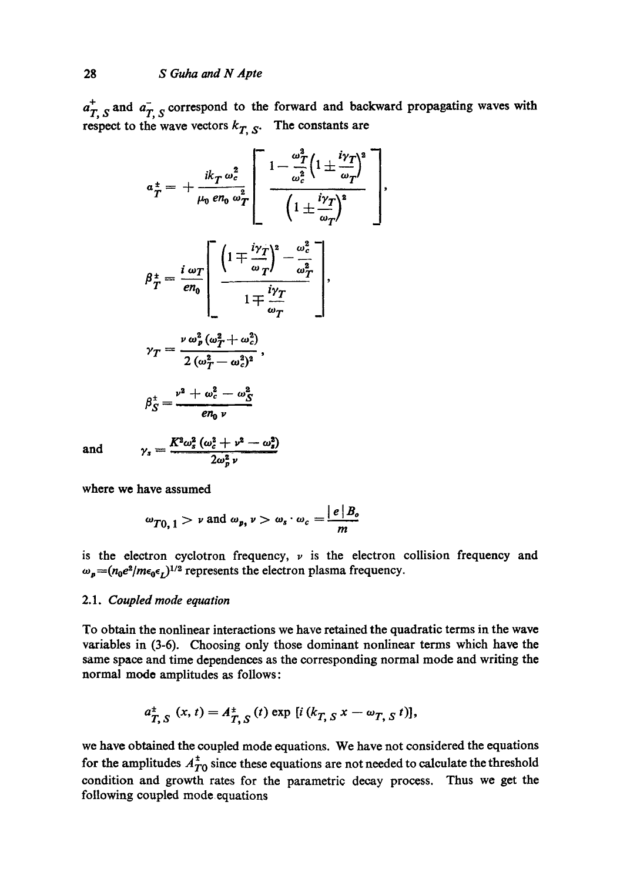$a_{T,S}^{+}$ and $a_{T,S}^{-}$ correspond to the forward and backward propagating waves with respect to the wave vectors $k_{T,S}$. The constants are

$$\alpha_T^{\pm} = +\frac{ik_T\,\omega_c^2}{\mu_0\,en_0\,\omega_T^2}\left[\frac{1-\dfrac{\omega_T^2}{\omega_c^2}\left(1\pm\dfrac{i\gamma_T}{\omega_T}\right)^2}{\left(1\pm\dfrac{i\gamma_T}{\omega_T}\right)^2}\right],$$

$$\beta_T^{\pm} = \frac{i\,\omega_T}{en_0}\left[\frac{\left(1\mp\dfrac{i\gamma_T}{\omega_T}\right)^2-\dfrac{\omega_c^2}{\omega_T^2}}{1\mp\dfrac{i\gamma_T}{\omega_T}}\right],$$

$$\gamma_T = \frac{\nu\,\omega_p^2\,(\omega_T^2+\omega_c^2)}{2\,(\omega_T^2-\omega_c^2)^2},$$

$$\beta_S^{\pm} = \frac{\nu^2+\omega_c^2-\omega_S^2}{en_0\,\nu}$$

and
$$\gamma_s = \frac{K^2\omega_s^2\,(\omega_c^2+\nu^2-\omega_s^2)}{2\omega_p^2\,\nu}$$

where we have assumed

$$\omega_{T0,1} > \nu \text{ and } \omega_p, \nu > \omega_s \cdot \omega_c = \frac{|e|B_o}{m}$$

is the electron cyclotron frequency, $\nu$ is the electron collision frequency and $\omega_p = (n_0e^2/m\epsilon_0\epsilon_L)^{1/2}$ represents the electron plasma frequency.

### 2.1. *Coupled mode equation*

To obtain the nonlinear interactions we have retained the quadratic terms in the wave variables in (3-6). Choosing only those dominant nonlinear terms which have the same space and time dependences as the corresponding normal mode and writing the normal mode amplitudes as follows:

$$a_{T,S}^{\pm}(x,t) = A_{T,S}^{\pm}(t)\exp\left[i\left(k_{T,S}\,x-\omega_{T,S}\,t\right)\right],$$

we have obtained the coupled mode equations. We have not considered the equations for the amplitudes $A_{T0}^{\pm}$ since these equations are not needed to calculate the threshold condition and growth rates for the parametric decay process. Thus we get the following coupled mode equations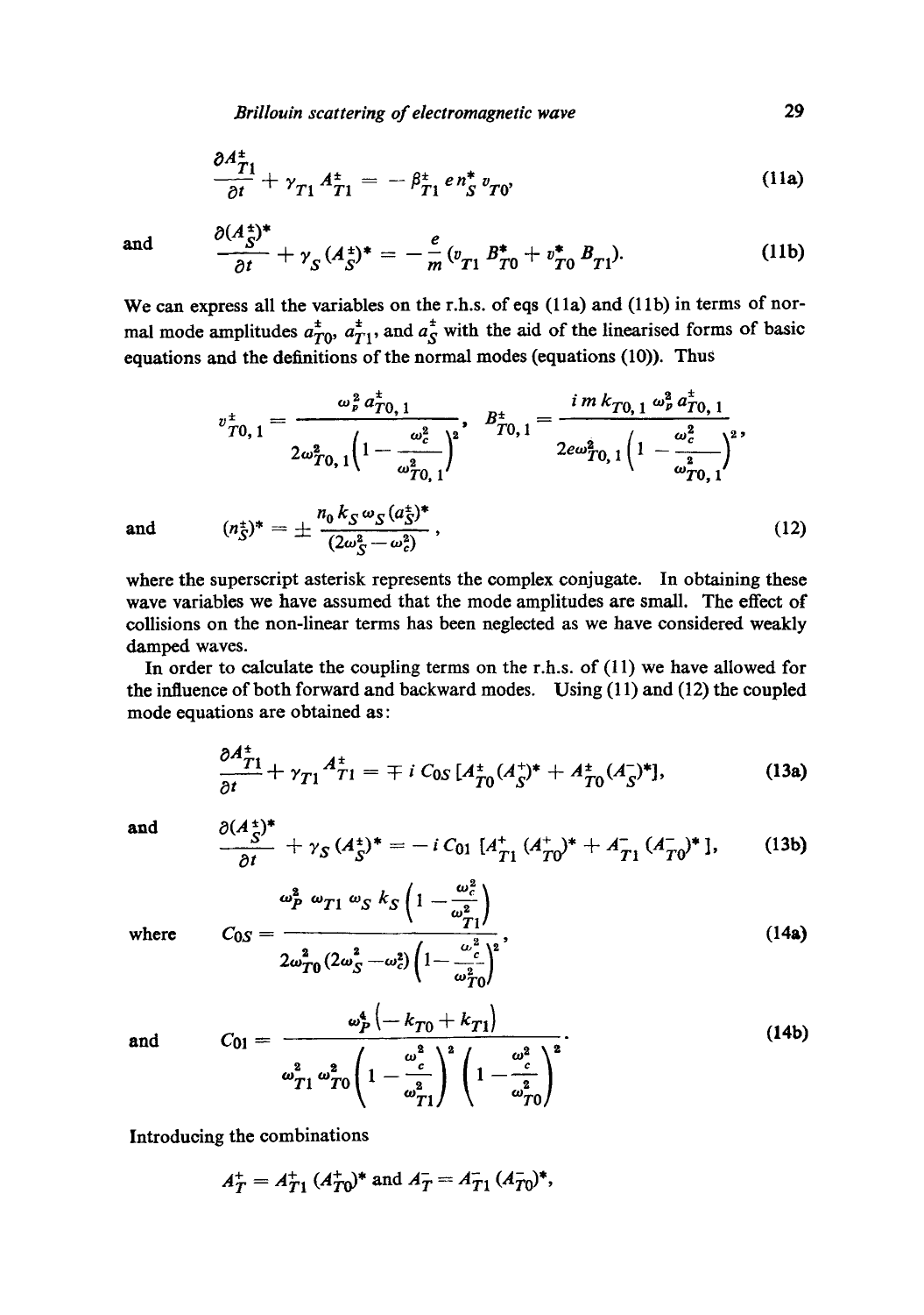$$\frac{\partial A_{T1}^{\pm}}{\partial t} + \gamma_{T1} A_{T1}^{\pm} = -\beta_{T1}^{\pm} e n_S^{*} v_{T0}, \tag{11a}$$

and

$$\frac{\partial (A_S^{\pm})^{*}}{\partial t} + \gamma_S (A_S^{\pm})^{*} = -\frac{e}{m} (v_{T1} B_{T0}^{*} + v_{T0}^{*} B_{T1}). \tag{11b}$$

We can express all the variables on the r.h.s. of eqs (11a) and (11b) in terms of normal mode amplitudes $a_{T0}^{\pm}$, $a_{T1}^{\pm}$, and $a_S^{\pm}$ with the aid of the linearised forms of basic equations and the definitions of the normal modes (equations (10)). Thus

$$v_{T0,1}^{\pm} = \frac{\omega_p^2 a_{T0,1}^{\pm}}{2\omega_{T0,1}^2 \left(1 - \dfrac{\omega_c^2}{\omega_{T0,1}^2}\right)^2}, \quad B_{T0,1}^{\pm} = \frac{i m k_{T0,1} \omega_p^2 a_{T0,1}^{\pm}}{2e\omega_{T0,1}^2 \left(1 - \dfrac{\omega_c^2}{\omega_{T0,1}^2}\right)^2},$$

and

$$(n_S^{\pm})^{*} = \pm \frac{n_0 k_S \omega_S (a_S^{\pm})^{*}}{(2\omega_S^2 - \omega_c^2)}, \tag{12}$$

where the superscript asterisk represents the complex conjugate. In obtaining these wave variables we have assumed that the mode amplitudes are small. The effect of collisions on the non-linear terms has been neglected as we have considered weakly damped waves.

In order to calculate the coupling terms on the r.h.s. of (11) we have allowed for the influence of both forward and backward modes. Using (11) and (12) the coupled mode equations are obtained as:

$$\frac{\partial A_{T1}^{\pm}}{\partial t} + \gamma_{T1} A_{T1}^{\pm} = \mp i C_{0S} [A_{T0}^{\pm} (A_S^{+})^{*} + A_{T0}^{\pm} (A_S^{-})^{*}], \tag{13a}$$

and

$$\frac{\partial (A_S^{\pm})^{*}}{\partial t} + \gamma_S (A_S^{\pm})^{*} = -i C_{01} [A_{T1}^{+} (A_{T0}^{+})^{*} + A_{T1}^{-} (A_{T0}^{-})^{*}], \tag{13b}$$

where

$$C_{0S} = \frac{\omega_p^2 \omega_{T1} \omega_S k_S \left(1 - \dfrac{\omega_c^2}{\omega_{T1}^2}\right)}{2\omega_{T0}^2 (2\omega_S^2 - \omega_c^2) \left(1 - \dfrac{\omega_c^2}{\omega_{T0}^2}\right)^2}, \tag{14a}$$

and

$$C_{01} = \frac{\omega_p^4 (-k_{T0} + k_{T1})}{\omega_{T1}^2 \omega_{T0}^2 \left(1 - \dfrac{\omega_c^2}{\omega_{T1}^2}\right)^2 \left(1 - \dfrac{\omega_c^2}{\omega_{T0}^2}\right)^2}. \tag{14b}$$

Introducing the combinations

$$A_T^{+} = A_{T1}^{+} (A_{T0}^{+})^{*} \text{ and } A_T^{-} = A_{T1}^{-} (A_{T0}^{-})^{*},$$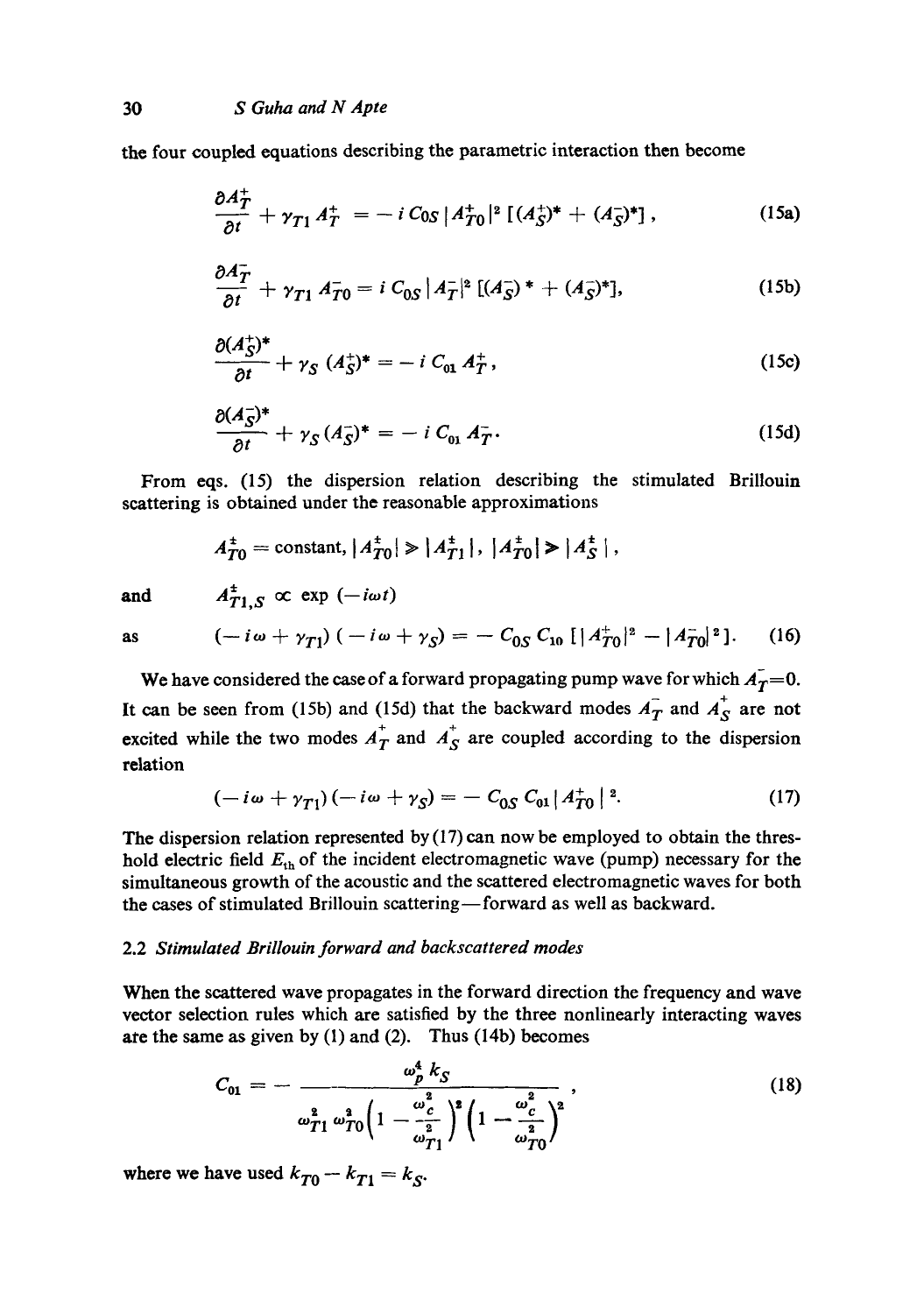the four coupled equations describing the parametric interaction then become

$$\frac{\partial A_T^+}{\partial t} + \gamma_{T1} A_T^+ = -i\, C_{0S} |A_{T0}^+|^2 [(A_S^+)^* + (A_S^-)^*], \tag{15a}$$

$$\frac{\partial A_T^-}{\partial t} + \gamma_{T1} A_{T0}^- = i\, C_{0S} |A_T^-|^2 [(A_S^-)^* + (A_S^-)^*], \tag{15b}$$

$$\frac{\partial (A_S^+)^*}{\partial t} + \gamma_S (A_S^+)^* = -i\, C_{01} A_T^+, \tag{15c}$$

$$\frac{\partial (A_S^-)^*}{\partial t} + \gamma_S (A_S^-)^* = -i\, C_{01} A_T^-. \tag{15d}$$

From eqs. (15) the dispersion relation describing the stimulated Brillouin scattering is obtained under the reasonable approximations

$$A_{T0}^{\pm} = \text{constant}, \; |A_{T0}^{\pm}| \gg |A_{T1}^{\pm}|, \; |A_{T0}^{\pm}| \gg |A_S^{\pm}|,$$

and $\quad A_{T1,S}^{\pm} \propto \exp(-i\omega t)$

as

$$(-i\omega + \gamma_{T1})(-i\omega + \gamma_S) = -C_{0S}\, C_{10}\, [|A_{T0}^+|^2 - |A_{T0}^-|^2]. \tag{16}$$

We have considered the case of a forward propagating pump wave for which $\overset{-}{A_T} = 0$. It can be seen from (15b) and (15d) that the backward modes $\overset{-}{A_T}$ and $\overset{+}{A_S}$ are not excited while the two modes $\overset{+}{A_T}$ and $\overset{+}{A_S}$ are coupled according to the dispersion relation

$$(-i\omega + \gamma_{T1})(-i\omega + \gamma_S) = -C_{0S}\, C_{01}\, |A_{T0}^+|^2. \tag{17}$$

The dispersion relation represented by (17) can now be employed to obtain the threshold electric field $E_{th}$ of the incident electromagnetic wave (pump) necessary for the simultaneous growth of the acoustic and the scattered electromagnetic waves for both the cases of stimulated Brillouin scattering—forward as well as backward.

### 2.2 *Stimulated Brillouin forward and backscattered modes*

When the scattered wave propagates in the forward direction the frequency and wave vector selection rules which are satisfied by the three nonlinearly interacting waves are the same as given by (1) and (2). Thus (14b) becomes

$$C_{01} = -\frac{\omega_p^4\, k_S}{\omega_{T1}^2\, \omega_{T0}^2 \left(1 - \dfrac{\omega_c^2}{\omega_{T1}^2}\right)^2 \left(1 - \dfrac{\omega_c^2}{\omega_{T0}^2}\right)^2}, \tag{18}$$

where we have used $k_{T0} - k_{T1} = k_S$.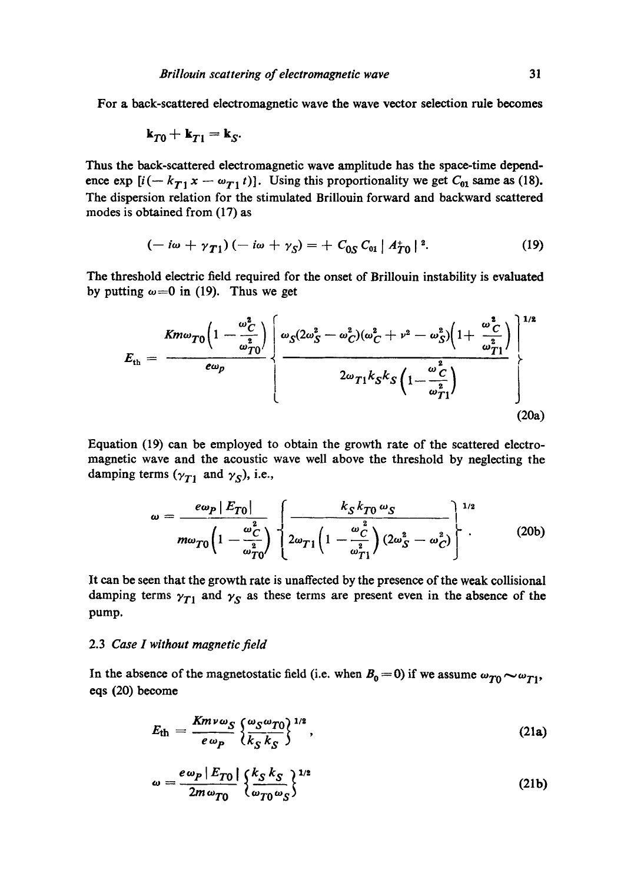For a back-scattered electromagnetic wave the wave vector selection rule becomes

$$\mathbf{k}_{T0} + \mathbf{k}_{T1} = \mathbf{k}_S.$$

Thus the back-scattered electromagnetic wave amplitude has the space-time dependence $\exp\,[i(-k_{T1}x - \omega_{T1}t)]$. Using this proportionality we get $C_{01}$ same as (18). The dispersion relation for the stimulated Brillouin forward and backward scattered modes is obtained from (17) as

$$(-i\omega + \gamma_{T1})(-i\omega + \gamma_S) = +\,C_{0S}\,C_{01}\,|A_{T0}^{+}|^2. \tag{19}$$

The threshold electric field required for the onset of Brillouin instability is evaluated by putting $\omega=0$ in (19). Thus we get

$$E_{\text{th}} = \frac{Km\omega_{T0}\left(1 - \dfrac{\omega_C^2}{\omega_{T0}^2}\right)}{e\omega_p}\left\{\frac{\omega_S(2\omega_S^2 - \omega_C^2)(\omega_C^2 + \nu^2 - \omega_S^2)\left(1 + \dfrac{\omega_C^2}{\omega_{T1}^2}\right)}{2\omega_{T1}k_S k_S\left(1 - \dfrac{\omega_C^2}{\omega_{T1}^2}\right)}\right\}^{1/2} \tag{20a}$$

Equation (19) can be employed to obtain the growth rate of the scattered electromagnetic wave and the acoustic wave well above the threshold by neglecting the damping terms ($\gamma_{T1}$ and $\gamma_S$), i.e.,

$$\omega = \frac{e\omega_P|E_{T0}|}{m\omega_{T0}\left(1 - \dfrac{\omega_C^2}{\omega_{T0}^2}\right)}\left\{\frac{k_S k_{T0}\,\omega_S}{2\omega_{T1}\left(1 - \dfrac{\omega_C^2}{\omega_{T1}^2}\right)(2\omega_S^2 - \omega_C^2)}\right\}^{1/2}. \tag{20b}$$

It can be seen that the growth rate is unaffected by the presence of the weak collisional damping terms $\gamma_{T1}$ and $\gamma_S$ as these terms are present even in the absence of the pump.

### 2.3 *Case I without magnetic field*

In the absence of the magnetostatic field (i.e. when $B_0 = 0$) if we assume $\omega_{T0} \sim \omega_{T1}$, eqs (20) become

$$E_{\text{th}} = \frac{Km\nu\omega_S}{e\omega_P}\left\{\frac{\omega_S\omega_{T0}}{k_S k_S}\right\}^{1/2}, \tag{21a}$$

$$\omega = \frac{e\omega_P|E_{T0}|}{2m\omega_{T0}}\left\{\frac{k_S k_S}{\omega_{T0}\omega_S}\right\}^{1/2} \tag{21b}$$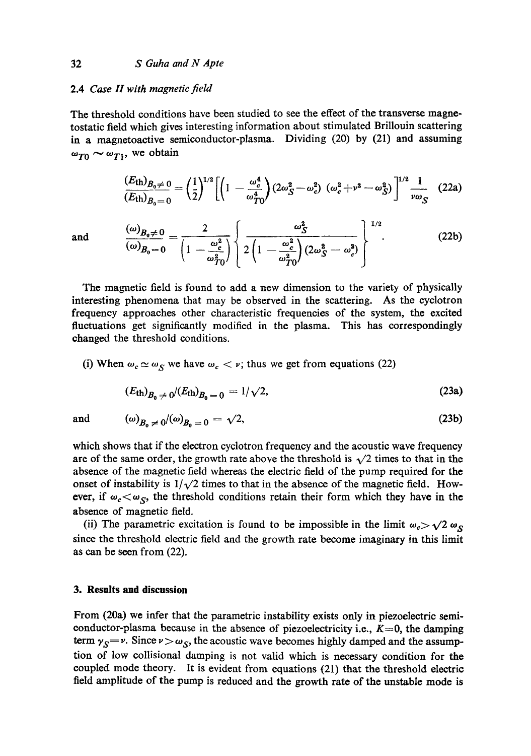### 2.4 *Case II with magnetic field*

The threshold conditions have been studied to see the effect of the transverse magnetostatic field which gives interesting information about stimulated Brillouin scattering in a magnetoactive semiconductor-plasma. Dividing (20) by (21) and assuming $\omega_{T0} \sim \omega_{T1}$, we obtain

$$\frac{(E_{\text{th}})_{B_0 \neq 0}}{(E_{\text{th}})_{B_0 = 0}} = \left(\frac{1}{2}\right)^{1/2} \left[\left(1 - \frac{\omega_c^4}{\omega_{T0}^4}\right)(2\omega_S^2 - \omega_c^2)\,(\omega_c^2 + \nu^2 - \omega_S^2)\right]^{1/2} \frac{1}{\nu \omega_S} \tag{22a}$$

and

$$\frac{(\omega)_{B_0 \neq 0}}{(\omega)_{B_0 = 0}} = \frac{2}{\left(1 - \frac{\omega_c^2}{\omega_{T0}^2}\right)} \left\{ \frac{\omega_S^2}{2\left(1 - \frac{\omega_c^2}{\omega_{T0}^2}\right)(2\omega_S^2 - \omega_c^2)} \right\}^{1/2}. \tag{22b}$$

The magnetic field is found to add a new dimension to the variety of physically interesting phenomena that may be observed in the scattering. As the cyclotron frequency approaches other characteristic frequencies of the system, the excited fluctuations get significantly modified in the plasma. This has correspondingly changed the threshold conditions.

(i) When $\omega_c \simeq \omega_S$ we have $\omega_c < \nu$; thus we get from equations (22)

$$(E_{\text{th}})_{B_0 \neq 0} / (E_{\text{th}})_{B_0 = 0} = 1/\sqrt{2}, \tag{23a}$$

and

$$(\omega)_{B_0 \neq 0} / (\omega)_{B_0 = 0} = \sqrt{2}, \tag{23b}$$

which shows that if the electron cyclotron frequency and the acoustic wave frequency are of the same order, the growth rate above the threshold is $\sqrt{2}$ times to that in the absence of the magnetic field whereas the electric field of the pump required for the onset of instability is $1/\sqrt{2}$ times to that in the absence of the magnetic field. However, if $\omega_c < \omega_S$, the threshold conditions retain their form which they have in the absence of magnetic field.

(ii) The parametric excitation is found to be impossible in the limit $\omega_c > \sqrt{2}\,\omega_S$ since the threshold electric field and the growth rate become imaginary in this limit as can be seen from (22).

## 3. Results and discussion

From (20a) we infer that the parametric instability exists only in piezoelectric semiconductor-plasma because in the absence of piezoelectricity i.e., $K=0$, the damping term $\gamma_S = \nu$. Since $\nu > \omega_S$, the acoustic wave becomes highly damped and the assumption of low collisional damping is not valid which is necessary condition for the coupled mode theory. It is evident from equations (21) that the threshold electric field amplitude of the pump is reduced and the growth rate of the unstable mode is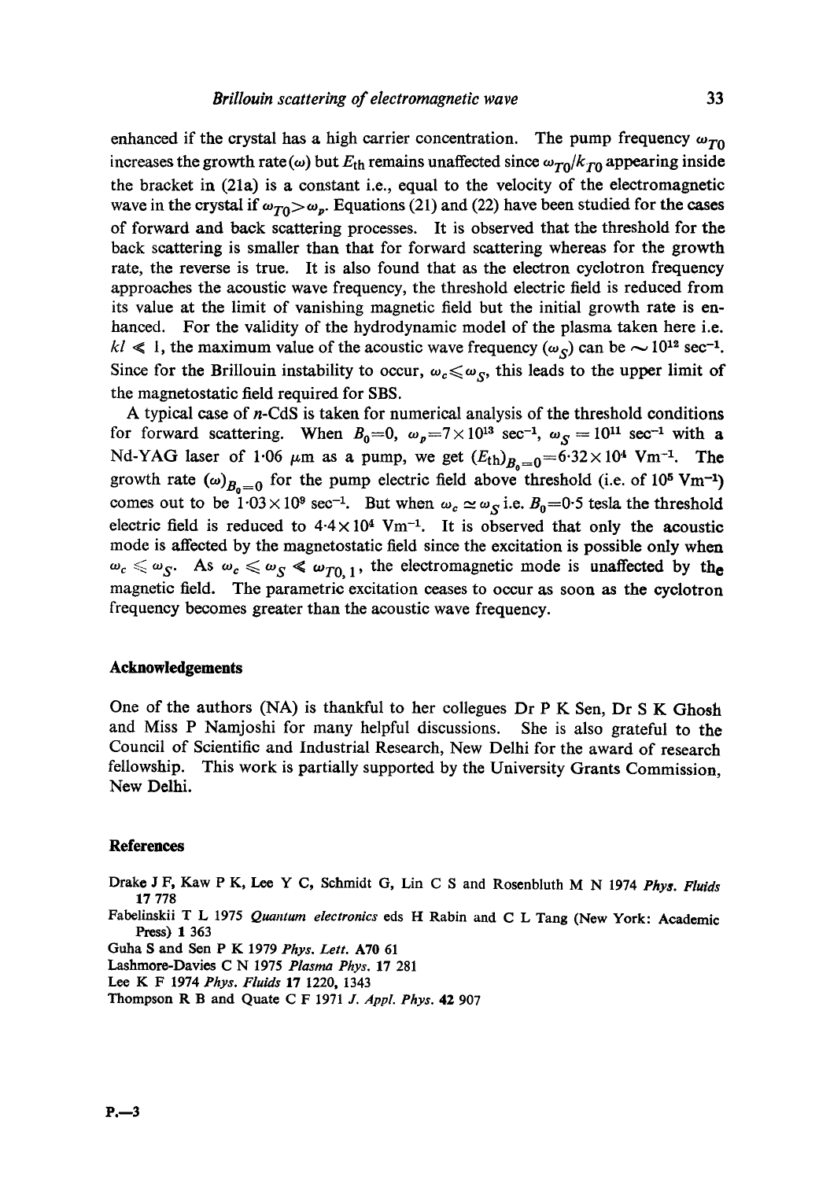enhanced if the crystal has a high carrier concentration. The pump frequency $\omega_{T0}$ increases the growth rate ($\omega$) but $E_{th}$ remains unaffected since $\omega_{T0}/k_{T0}$ appearing inside the bracket in (21a) is a constant i.e., equal to the velocity of the electromagnetic wave in the crystal if $\omega_{T0} > \omega_p$. Equations (21) and (22) have been studied for the cases of forward and back scattering processes. It is observed that the threshold for the back scattering is smaller than that for forward scattering whereas for the growth rate, the reverse is true. It is also found that as the electron cyclotron frequency approaches the acoustic wave frequency, the threshold electric field is reduced from its value at the limit of vanishing magnetic field but the initial growth rate is enhanced. For the validity of the hydrodynamic model of the plasma taken here i.e. $kl \ll 1$, the maximum value of the acoustic wave frequency ($\omega_S$) can be $\sim 10^{12}$ sec$^{-1}$. Since for the Brillouin instability to occur, $\omega_c \leqslant \omega_S$, this leads to the upper limit of the magnetostatic field required for SBS.

A typical case of $n$-CdS is taken for numerical analysis of the threshold conditions for forward scattering. When $B_0=0$, $\omega_p = 7\times 10^{13}$ sec$^{-1}$, $\omega_S = 10^{11}$ sec$^{-1}$ with a Nd-YAG laser of 1·06 $\mu$m as a pump, we get $(E_{th})_{B_0=0} = 6{\cdot}32\times 10^4$ Vm$^{-1}$. The growth rate $(\omega)_{B_0=0}$ for the pump electric field above threshold (i.e. of $10^5$ Vm$^{-1}$) comes out to be $1{\cdot}03\times 10^9$ sec$^{-1}$. But when $\omega_c \simeq \omega_S$ i.e. $B_0 = 0{\cdot}5$ tesla the threshold electric field is reduced to $4{\cdot}4\times 10^4$ Vm$^{-1}$. It is observed that only the acoustic mode is affected by the magnetostatic field since the excitation is possible only when $\omega_c \leqslant \omega_S$. As $\omega_c \leqslant \omega_S \ll \omega_{T0,1}$, the electromagnetic mode is unaffected by the magnetic field. The parametric excitation ceases to occur as soon as the cyclotron frequency becomes greater than the acoustic wave frequency.

## Acknowledgements

One of the authors (NA) is thankful to her collegues Dr P K Sen, Dr S K Ghosh and Miss P Namjoshi for many helpful discussions. She is also grateful to the Council of Scientific and Industrial Research, New Delhi for the award of research fellowship. This work is partially supported by the University Grants Commission, New Delhi.

## References

Drake J F, Kaw P K, Lee Y C, Schmidt G, Lin C S and Rosenbluth M N 1974 *Phys. Fluids* **17** 778

Fabelinskii T L 1975 *Quantum electronics* eds H Rabin and C L Tang (New York: Academic Press) **1** 363

Guha S and Sen P K 1979 *Phys. Lett.* **A70** 61

Lashmore-Davies C N 1975 *Plasma Phys.* **17** 281

Lee K F 1974 *Phys. Fluids* **17** 1220, 1343

Thompson R B and Quate C F 1971 *J. Appl. Phys.* **42** 907